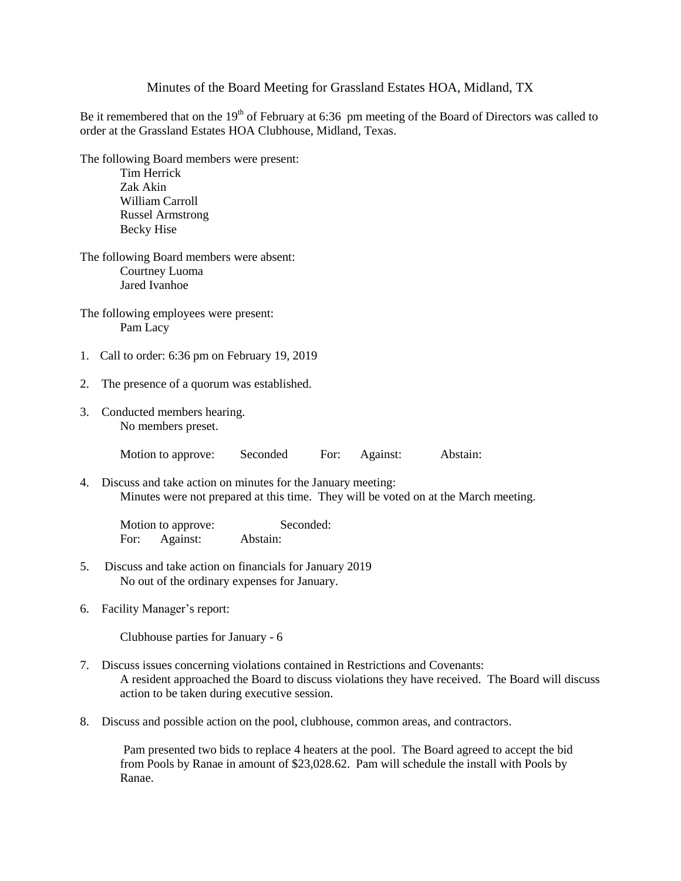# Minutes of the Board Meeting for Grassland Estates HOA, Midland, TX

Be it remembered that on the 19th of February at 6:36 pm meeting of the Board of Directors was called to order at the Grassland Estates HOA Clubhouse, Midland, Texas.

The following Board members were present:

- Tim Herrick
- Zak Akin
- William Carroll
- Russel Armstrong
- Becky Hise

The following Board members were absent:

- Courtney Luoma
- Jared Ivanhoe

The following employees were present:

- Pam Lacy

1. Call to order: 6:36 pm on February 19, 2019

2. The presence of a quorum was established.

3. Conducted members hearing.
   No members preset.

   Motion to approve: Seconded For: Against: Abstain:

4. Discuss and take action on minutes for the January meeting:
   Minutes were not prepared at this time. They will be voted on at the March meeting.

   Motion to approve: Seconded:
   For: Against: Abstain:

5. Discuss and take action on financials for January 2019
   No out of the ordinary expenses for January.

6. Facility Manager's report:

   Clubhouse parties for January - 6

7. Discuss issues concerning violations contained in Restrictions and Covenants:
   A resident approached the Board to discuss violations they have received. The Board will discuss action to be taken during executive session.

8. Discuss and possible action on the pool, clubhouse, common areas, and contractors.

   Pam presented two bids to replace 4 heaters at the pool. The Board agreed to accept the bid from Pools by Ranae in amount of $23,028.62. Pam will schedule the install with Pools by Ranae.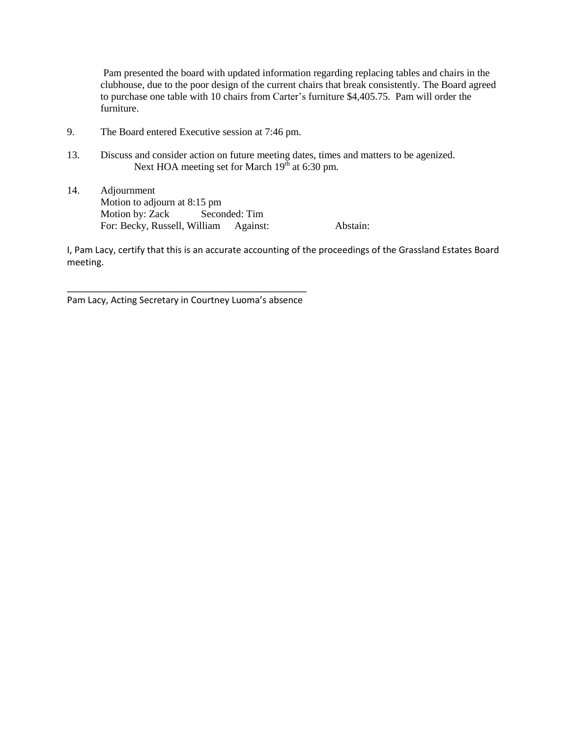Pam presented the board with updated information regarding replacing tables and chairs in the clubhouse, due to the poor design of the current chairs that break consistently. The Board agreed to purchase one table with 10 chairs from Carter's furniture $4,405.75. Pam will order the furniture.

9. The Board entered Executive session at 7:46 pm.

13. Discuss and consider action on future meeting dates, times and matters to be agenized.
    Next HOA meeting set for March 19th at 6:30 pm.

14. Adjournment
    Motion to adjourn at 8:15 pm
    Motion by: Zack     Seconded: Tim
    For: Becky, Russell, William     Against:     Abstain:

I, Pam Lacy, certify that this is an accurate accounting of the proceedings of the Grassland Estates Board meeting.

_______________________________________________

Pam Lacy, Acting Secretary in Courtney Luoma's absence